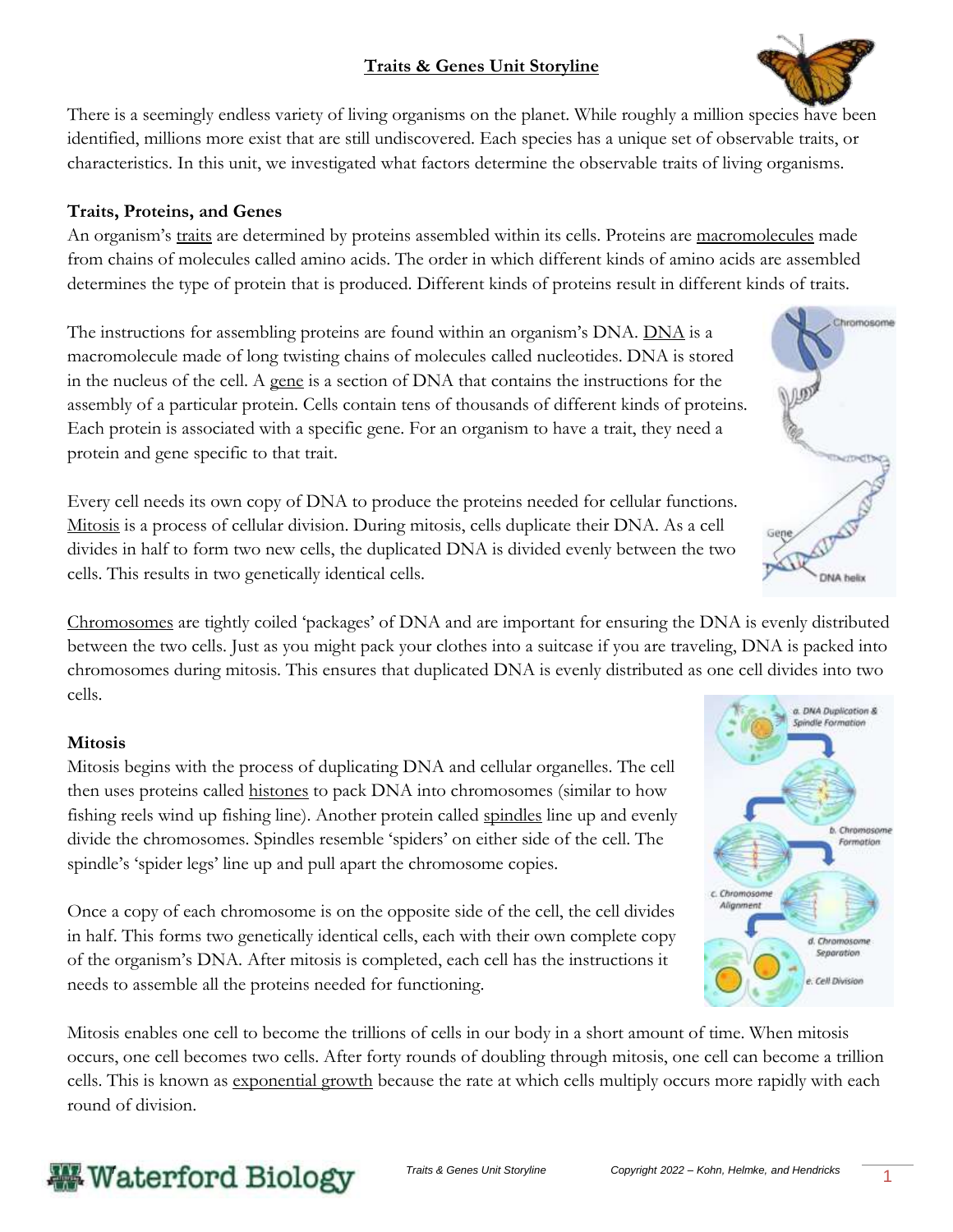# Traits & Genes Unit Storyline

There is a seemingly endless variety of living organisms on the planet. While roughly a million species have been identified, millions more exist that are still undiscovered. Each species has a unique set of observable traits, or characteristics. In this unit, we investigated what factors determine the observable traits of living organisms.

## Traits, Proteins, and Genes

An organism's traits are determined by proteins assembled within its cells. Proteins are macromolecules made from chains of molecules called amino acids. The order in which different kinds of amino acids are assembled determines the type of protein that is produced. Different kinds of proteins result in different kinds of traits.

The instructions for assembling proteins are found within an organism's DNA. DNA is a macromolecule made of long twisting chains of molecules called nucleotides. DNA is stored in the nucleus of the cell. A gene is a section of DNA that contains the instructions for the assembly of a particular protein. Cells contain tens of thousands of different kinds of proteins. Each protein is associated with a specific gene. For an organism to have a trait, they need a protein and gene specific to that trait.

Chromosome

Gene

DNA helix

Every cell needs its own copy of DNA to produce the proteins needed for cellular functions. Mitosis is a process of cellular division. During mitosis, cells duplicate their DNA. As a cell divides in half to form two new cells, the duplicated DNA is divided evenly between the two cells. This results in two genetically identical cells.

Chromosomes are tightly coiled 'packages' of DNA and are important for ensuring the DNA is evenly distributed between the two cells. Just as you might pack your clothes into a suitcase if you are traveling, DNA is packed into chromosomes during mitosis. This ensures that duplicated DNA is evenly distributed as one cell divides into two cells.

## Mitosis

Mitosis begins with the process of duplicating DNA and cellular organelles. The cell then uses proteins called histones to pack DNA into chromosomes (similar to how fishing reels wind up fishing line). Another protein called spindles line up and evenly divide the chromosomes. Spindles resemble 'spiders' on either side of the cell. The spindle's 'spider legs' line up and pull apart the chromosome copies.

Once a copy of each chromosome is on the opposite side of the cell, the cell divides in half. This forms two genetically identical cells, each with their own complete copy of the organism's DNA. After mitosis is completed, each cell has the instructions it needs to assemble all the proteins needed for functioning.

a. DNA Duplication & Spindle Formation

b. Chromosome Formation

c. Chromosome Alignment

d. Chromosome Separation

e. Cell Division

Mitosis enables one cell to become the trillions of cells in our body in a short amount of time. When mitosis occurs, one cell becomes two cells. After forty rounds of doubling through mitosis, one cell can become a trillion cells. This is known as exponential growth because the rate at which cells multiply occurs more rapidly with each round of division.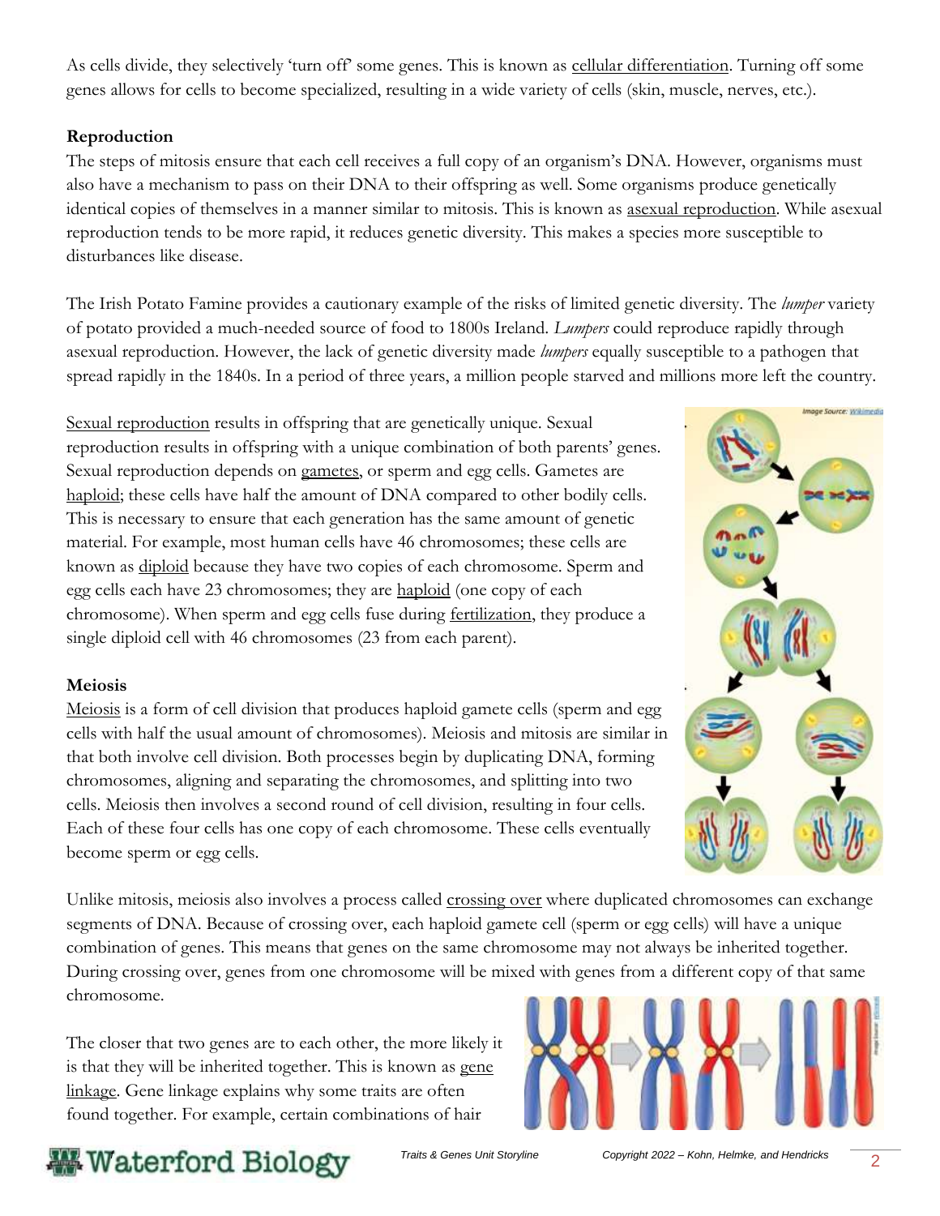As cells divide, they selectively 'turn off' some genes. This is known as cellular differentiation. Turning off some genes allows for cells to become specialized, resulting in a wide variety of cells (skin, muscle, nerves, etc.).

**Reproduction**

The steps of mitosis ensure that each cell receives a full copy of an organism's DNA. However, organisms must also have a mechanism to pass on their DNA to their offspring as well. Some organisms produce genetically identical copies of themselves in a manner similar to mitosis. This is known as asexual reproduction. While asexual reproduction tends to be more rapid, it reduces genetic diversity. This makes a species more susceptible to disturbances like disease.

The Irish Potato Famine provides a cautionary example of the risks of limited genetic diversity. The *lumper* variety of potato provided a much-needed source of food to 1800s Ireland. *Lumpers* could reproduce rapidly through asexual reproduction. However, the lack of genetic diversity made *lumpers* equally susceptible to a pathogen that spread rapidly in the 1840s. In a period of three years, a million people starved and millions more left the country.

Sexual reproduction results in offspring that are genetically unique. Sexual reproduction results in offspring with a unique combination of both parents' genes. Sexual reproduction depends on gametes, or sperm and egg cells. Gametes are haploid; these cells have half the amount of DNA compared to other bodily cells. This is necessary to ensure that each generation has the same amount of genetic material. For example, most human cells have 46 chromosomes; these cells are known as diploid because they have two copies of each chromosome. Sperm and egg cells each have 23 chromosomes; they are haploid (one copy of each chromosome). When sperm and egg cells fuse during fertilization, they produce a single diploid cell with 46 chromosomes (23 from each parent).

**Meiosis**

Meiosis is a form of cell division that produces haploid gamete cells (sperm and egg cells with half the usual amount of chromosomes). Meiosis and mitosis are similar in that both involve cell division. Both processes begin by duplicating DNA, forming chromosomes, aligning and separating the chromosomes, and splitting into two cells. Meiosis then involves a second round of cell division, resulting in four cells. Each of these four cells has one copy of each chromosome. These cells eventually become sperm or egg cells.

Unlike mitosis, meiosis also involves a process called crossing over where duplicated chromosomes can exchange segments of DNA. Because of crossing over, each haploid gamete cell (sperm or egg cells) will have a unique combination of genes. This means that genes on the same chromosome may not always be inherited together. During crossing over, genes from one chromosome will be mixed with genes from a different copy of that same chromosome.

The closer that two genes are to each other, the more likely it is that they will be inherited together. This is known as gene linkage. Gene linkage explains why some traits are often found together. For example, certain combinations of hair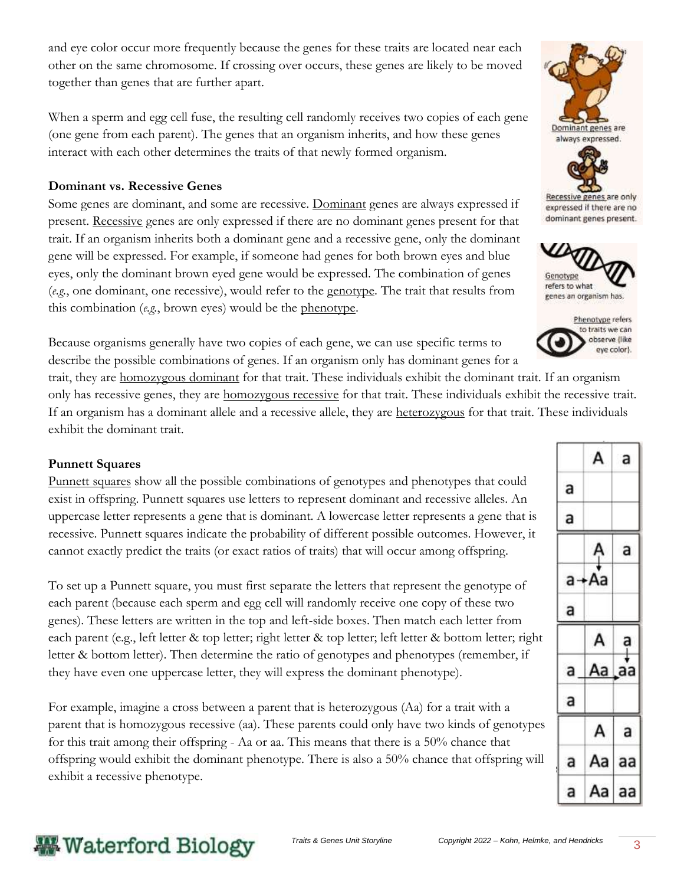and eye color occur more frequently because the genes for these traits are located near each other on the same chromosome. If crossing over occurs, these genes are likely to be moved together than genes that are further apart.

When a sperm and egg cell fuse, the resulting cell randomly receives two copies of each gene (one gene from each parent). The genes that an organism inherits, and how these genes interact with each other determines the traits of that newly formed organism.

Dominant genes are always expressed.

Recessive genes are only expressed if there are no dominant genes present.

### Dominant vs. Recessive Genes

Some genes are dominant, and some are recessive. Dominant genes are always expressed if present. Recessive genes are only expressed if there are no dominant genes present for that trait. If an organism inherits both a dominant gene and a recessive gene, only the dominant gene will be expressed. For example, if someone had genes for both brown eyes and blue eyes, only the dominant brown eyed gene would be expressed. The combination of genes (*e.g.*, one dominant, one recessive), would refer to the genotype. The trait that results from this combination (*e.g.*, brown eyes) would be the phenotype.

Genotype refers to what genes an organism has.

Phenotype refers to traits we can observe (like eye color).

Because organisms generally have two copies of each gene, we can use specific terms to describe the possible combinations of genes. If an organism only has dominant genes for a trait, they are homozygous dominant for that trait. These individuals exhibit the dominant trait. If an organism only has recessive genes, they are homozygous recessive for that trait. These individuals exhibit the recessive trait. If an organism has a dominant allele and a recessive allele, they are heterozygous for that trait. These individuals exhibit the dominant trait.

### Punnett Squares

Punnett squares show all the possible combinations of genotypes and phenotypes that could exist in offspring. Punnett squares use letters to represent dominant and recessive alleles. An uppercase letter represents a gene that is dominant. A lowercase letter represents a gene that is recessive. Punnett squares indicate the probability of different possible outcomes. However, it cannot exactly predict the traits (or exact ratios of traits) that will occur among offspring.

To set up a Punnett square, you must first separate the letters that represent the genotype of each parent (because each sperm and egg cell will randomly receive one copy of these two genes). These letters are written in the top and left-side boxes. Then match each letter from each parent (e.g., left letter & top letter; right letter & top letter; left letter & bottom letter; right letter & bottom letter). Then determine the ratio of genotypes and phenotypes (remember, if they have even one uppercase letter, they will express the dominant phenotype).

For example, imagine a cross between a parent that is heterozygous (Aa) for a trait with a parent that is homozygous recessive (aa). These parents could only have two kinds of genotypes for this trait among their offspring - Aa or aa. This means that there is a 50% chance that offspring would exhibit the dominant phenotype. There is also a 50% chance that offspring will exhibit a recessive phenotype.

| | A | a |
|---|---|---|
| a | | |
| a | | |

| | A | a |
|---|---|---|
| a | Aa | |
| a | | |

| | A | a |
|---|---|---|
| a | Aa | aa |
| a | | |

| | A | a |
|---|---|---|
| a | Aa | aa |
| a | Aa | aa |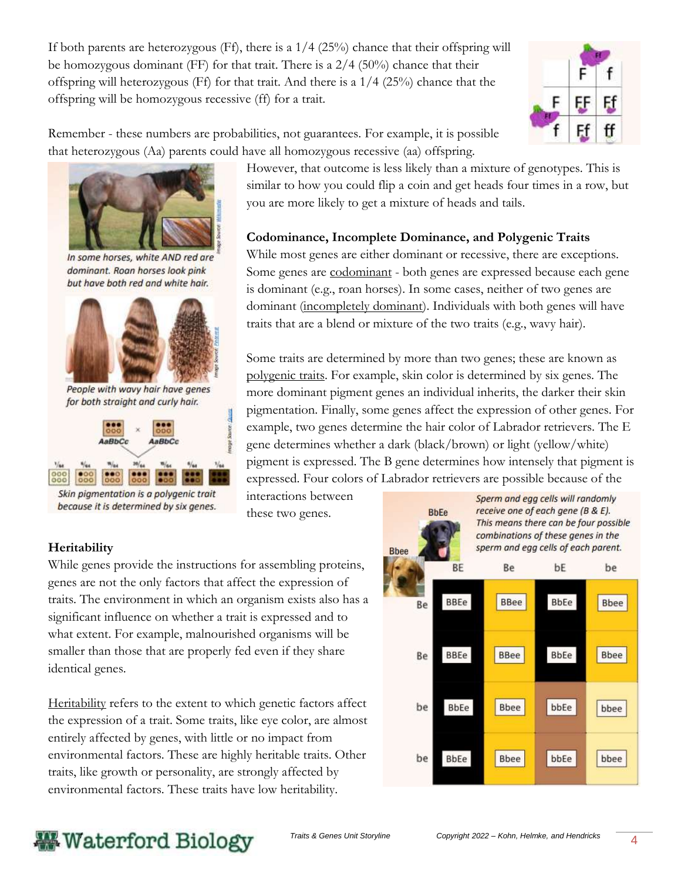If both parents are heterozygous (Ff), there is a 1/4 (25%) chance that their offspring will be homozygous dominant (FF) for that trait. There is a 2/4 (50%) chance that their offspring will heterozygous (Ff) for that trait. And there is a 1/4 (25%) chance that the offspring will be homozygous recessive (ff) for a trait.

| | F | f |
|---|---|---|
| F | FF | Ff |
| f | Ff | ff |

Remember - these numbers are probabilities, not guarantees. For example, it is possible that heterozygous (Aa) parents could have all homozygous recessive (aa) offspring. However, that outcome is less likely than a mixture of genotypes. This is similar to how you could flip a coin and get heads four times in a row, but you are more likely to get a mixture of heads and tails.

*In some horses, white AND red are dominant. Roan horses look pink but have both red and white hair.*

*People with wavy hair have genes for both straight and curly hair.*

AaBbCc × AaBbCc

1/64 6/64 15/64 20/64 15/64 6/64 1/64

*Skin pigmentation is a polygenic trait because it is determined by six genes.*

**Codominance, Incomplete Dominance, and Polygenic Traits**

While most genes are either dominant or recessive, there are exceptions. Some genes are codominant - both genes are expressed because each gene is dominant (e.g., roan horses). In some cases, neither of two genes are dominant (incompletely dominant). Individuals with both genes will have traits that are a blend or mixture of the two traits (e.g., wavy hair).

Some traits are determined by more than two genes; these are known as polygenic traits. For example, skin color is determined by six genes. The more dominant pigment genes an individual inherits, the darker their skin pigmentation. Finally, some genes affect the expression of other genes. For example, two genes determine the hair color of Labrador retrievers. The E gene determines whether a dark (black/brown) or light (yellow/white) pigment is expressed. The B gene determines how intensely that pigment is expressed. Four colors of Labrador retrievers are possible because of the interactions between these two genes.

BbEe

Bbee

*Sperm and egg cells will randomly receive one of each gene (B & E). This means there can be four possible combinations of these genes in the sperm and egg cells of each parent.*

| | BE | Be | bE | be |
|---|---|---|---|---|
| Be | BBEe | BBee | BbEe | Bbee |
| Be | BBEe | BBee | BbEe | Bbee |
| be | BbEe | Bbee | bbEe | bbee |
| be | BbEe | Bbee | bbEe | bbee |

**Heritability**

While genes provide the instructions for assembling proteins, genes are not the only factors that affect the expression of traits. The environment in which an organism exists also has a significant influence on whether a trait is expressed and to what extent. For example, malnourished organisms will be smaller than those that are properly fed even if they share identical genes.

Heritability refers to the extent to which genetic factors affect the expression of a trait. Some traits, like eye color, are almost entirely affected by genes, with little or no impact from environmental factors. These are highly heritable traits. Other traits, like growth or personality, are strongly affected by environmental factors. These traits have low heritability.